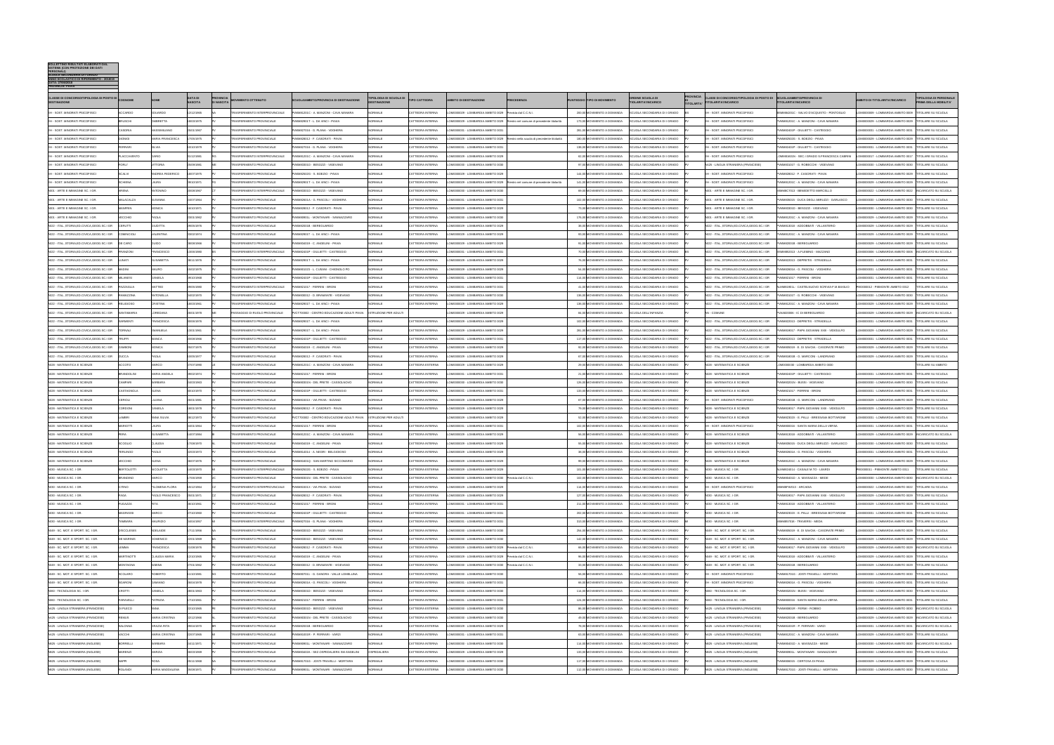**BOLLETTINO RISULTATI ELABORAZIONE SISTEMA (CON PROTEZIONE DEI DATI PERSONALI)**
**SCUOLA SECONDARIA DI I GRADO**
**ANNO SCOLASTICO DI RIFERIMENTO : 2018/19**
**ESITO: DOMANDE**
**PROVINCIA: PAVIA**

| CLASSE DI CONCORSO/TIPOLOGIA DI POSTO DI DESTINAZIONE | COGNOME | NOME | DATA DI NASCITA | PROVINCIA DI NASCITA | MOVIMENTO OTTENUTO | SCUOLA/AMBITO/PROVINCIA DI DESTINAZIONE | TIPOLOGIA DI SCUOLA DI DESTINAZIONE | TIPO CATTEDRA | AMBITO DI DESTINAZIONE | PRECEDENZA | PUNTEGGIO | TIPO DI MOVIMENTO | ORDINE SCUOLA DI TITOLARITA'/INCARICO | PROVINCIA DI TITOLARITA' | CLASSE DI CONCORSO/TIPOLOGIA DI POSTO DI TITOLARITA'/INCARICO | SCUOLA/AMBITO/PROVINCIA DI TITOLARITA'/INCARICO | AMBITO DI TITOLARITA'/INCARICO | TIPOLOGIA DI PERSONALE PRIMA DELLA MOBILITA' |
|---|---|---|---|---|---|---|---|---|---|---|---|---|---|---|---|---|---|---|
| EH - SOST. MINORATI PSICOFISICI | ACCARDO | EDUARDO | 12/12/1985 | PA | TRASFERIMENTO INTERPROVINCIALE | PVMM82101C - A. MANZONI - CAVA MANARA | NORMALE | CATTEDRA INTERNA | LOM0000029 - LOMBARDIA AMBITO 0029 | Prevista dal C.C.N.I. | 200,00 | MOVIMENTO A DOMANDA | SCUOLA SECONDARIA DI I GRADO | BS | EH - SOST. MINORATI PSICOFISICI | BSMM82101C - SALVO D'ACQUISTO - PONTOGLIO | LOM0000009 - LOMBARDIA AMBITO 0009 | TITOLARE SU SCUOLA |
| EH - SOST. MINORATI PSICOFISICI | BRUSCHI | GABRIELLA | 19/03/1979 | PV | TRASFERIMENTO PROVINCIALE | PVMM82801? - L. DA VINCI - PAVIA | NORMALE | CATTEDRA INTERNA | LOM0000029 - LOMBARDIA AMBITO 0029 | Rientro nel comune di precedente titolarità | 172,00 | MOVIMENTO A DOMANDA | SCUOLA SECONDARIA DI I GRADO | PV | EH - SOST. MINORATI PSICOFISICI | PVMM82101C - A. MANZONI - CAVA MANARA | LOM0000029 - LOMBARDIA AMBITO 0029 | TITOLARE SU SCUOLA |
| EH - SOST. MINORATI PSICOFISICI | CASORIA | MASSIMILIANO | 05/01/1967 | | TRASFERIMENTO PROVINCIALE | PVMM827016 - G. PLANA - VOGHERA | NORMALE | CATTEDRA INTERNA | LOM0000031 - LOMBARDIA AMBITO 0031 | | 281,00 | MOVIMENTO A DOMANDA | SCUOLA SECONDARIA DI I GRADO | PV | EH - SOST. MINORATI PSICOFISICI | PVMM82401P - GIULIETTI - CASTEGGIO | LOM0000031 - LOMBARDIA AMBITO 0031 | TITOLARE SU SCUOLA |
| EH - SOST. MINORATI PSICOFISICI | DENNIS | MARIA FRANCESCA | 17/05/1978 | PV | TRASFERIMENTO PROVINCIALE | PVMM82801? - F. CASORATI - PAVIA | NORMALE | CATTEDRA INTERNA | LOM0000029 - LOMBARDIA AMBITO 0029 | Rientro nella scuola di precedente titolarità | 180,00 | MOVIMENTO A DOMANDA | SCUOLA SECONDARIA DI I GRADO | PV | EH - SOST. MINORATI PSICOFISICI | PVMM82500? - S. BOEZIO - PAVIA | LOM0000029 - LOMBARDIA AMBITO 0029 | TITOLARE SU SCUOLA |
| EH - SOST. MINORATI PSICOFISICI | FERRARI | SILVIA | 10/10/1979 | PV | TRASFERIMENTO PROVINCIALE | PVMM827016 - G. PLANA - VOGHERA | NORMALE | CATTEDRA INTERNA | LOM0000031 - LOMBARDIA AMBITO 0031 | | 138,00 | MOVIMENTO A DOMANDA | SCUOLA SECONDARIA DI I GRADO | PV | EH - SOST. MINORATI PSICOFISICI | PVMM82401P - GIULIETTI - CASTEGGIO | LOM0000031 - LOMBARDIA AMBITO 0031 | TITOLARE SU SCUOLA |
| EH - SOST. MINORATI PSICOFISICI | PLACCAVENTO | DARIO | 01/12/1981 | RG | TRASFERIMENTO INTERPROVINCIALE | PVMM82101C - A. MANZONI - CAVA MANARA | NORMALE | CATTEDRA INTERNA | LOM0000029 - LOMBARDIA AMBITO 0029 | | 42,00 | MOVIMENTO A DOMANDA | SCUOLA SECONDARIA DI I GRADO | LO | EH - SOST. MINORATI PSICOFISICI | LOMM81802X - SEC.I GRADO "S.FRANCESCA CABRINI" | LOM0000017 - LOMBARDIA AMBITO 0017 | TITOLARE SU SCUOLA |
| EH - SOST. MINORATI PSICOFISICI | PORLI | VITTORIA | 05/06/1981 | ME | TRASFERIMENTO PROVINCIALE | PVMM82601D - BESOZZI - VIGEVANO | NORMALE | CATTEDRA INTERNA | LOM0000030 - LOMBARDIA AMBITO 0030 | | 97,00 | MOVIMENTO A DOMANDA | SCUOLA SECONDARIA DI I GRADO | PV | A026 - LINGUA STRANIERA (FRANCESE) | PVMM81801? - G. ROBECCHI - VIGEVANO | LOM0000030 - LOMBARDIA AMBITO 0030 | TITOLARE SU SCUOLA |
| EH - SOST. MINORATI PSICOFISICI | SCALIA | ANDREA FEDERICO | 14/07/1975 | PV | TRASFERIMENTO PROVINCIALE | PVMM82501C - S. BOEZIO - PAVIA | NORMALE | CATTEDRA INTERNA | LOM0000029 - LOMBARDIA AMBITO 0029 | | 144,00 | MOVIMENTO A DOMANDA | SCUOLA SECONDARIA DI I GRADO | PV | EH - SOST. MINORATI PSICOFISICI | PVMM82801? - F. CASORATI - PAVIA | LOM0000029 - LOMBARDIA AMBITO 0029 | TITOLARE SU SCUOLA |
| EH - SOST. MINORATI PSICOFISICI | SCHIRRA | LAURA | 18/10/1971 | PV | TRASFERIMENTO PROVINCIALE | PVMM82801? - L. DA VINCI - PAVIA | NORMALE | CATTEDRA INTERNA | LOM0000029 - LOMBARDIA AMBITO 0029 | Rientro nel comune di precedente titolarità | 141,00 | MOVIMENTO A DOMANDA | SCUOLA SECONDARIA DI I GRADO | PV | EH - SOST. MINORATI PSICOFISICI | PVMM82101C - A. MANZONI - CAVA MANARA | LOM0000029 - LOMBARDIA AMBITO 0029 | TITOLARE SU SCUOLA |
| A001 - ARTE E IMMAGINE SC. I GR. | ARENA | ANTONINO | 05/08/1967 | CT | TRASFERIMENTO INTERPROVINCIALE | PVMM82601D - BESOZZI - VIGEVANO | NORMALE | CATTEDRA INTERNA | LOM0000030 - LOMBARDIA AMBITO 0030 | | 69,00 | MOVIMENTO A DOMANDA | SCUOLA SECONDARIA DI I GRADO | MI | A001 - ARTE E IMMAGINE SC. I GR. | MIMM8C701? - BENEDETTO MARCELLO | LOM0000022 - LOMBARDIA AMBITO 0022 | INCARICATO SU SCUOLA |
| A001 - ARTE E IMMAGINE SC. I GR. | MALACALZA | SUSANNA | 03/07/1964 | PV | TRASFERIMENTO PROVINCIALE | PVMM82601A - G. PASCOLI - VOGHERA | NORMALE | CATTEDRA INTERNA | LOM0000031 - LOMBARDIA AMBITO 0031 | | 102,00 | MOVIMENTO A DOMANDA | SCUOLA SECONDARIA DI I GRADO | PV | A001 - ARTE E IMMAGINE SC. I GR. | PVMM82601? - DUCA DEGLI ABRUZZI - GARLASCO | LOM0000030 - LOMBARDIA AMBITO 0030 | TITOLARE SU SCUOLA |
| A001 - ARTE E IMMAGINE SC. I GR. | MAMPRIN | MONICA | 16/10/1971 | PV | TRASFERIMENTO PROVINCIALE | PVMM82801? - F. CASORATI - PAVIA | NORMALE | CATTEDRA INTERNA | LOM0000029 - LOMBARDIA AMBITO 0029 | | 73,00 | MOVIMENTO A DOMANDA | SCUOLA SECONDARIA DI I GRADO | PV | A001 - ARTE E IMMAGINE SC. I GR. | PVMM82601D - BESOZZI - VIGEVANO | LOM0000030 - LOMBARDIA AMBITO 0030 | TITOLARE SU SCUOLA |
| A001 - ARTE E IMMAGINE SC. I GR. | VECCHIO | PAOLA | 23/01/1962 | PV | TRASFERIMENTO PROVINCIALE | PVMM80901L - MONTANARI - SANNAZZARO | NORMALE | CATTEDRA INTERNA | LOM0000030 - LOMBARDIA AMBITO 0030 | | 178,00 | MOVIMENTO A DOMANDA | SCUOLA SECONDARIA DI I GRADO | PV | A001 - ARTE E IMMAGINE SC. I GR. | PVMM82101C - A. MANZONI - CAVA MANARA | LOM0000029 - LOMBARDIA AMBITO 0029 | TITOLARE SU SCUOLA |
| A022 - ITAL.,STORIA,ED.CIVICA,GEOG.SC.I GR | CERUTTI | GIUDITTA | 09/05/1976 | PV | TRASFERIMENTO PROVINCIALE | PVMM82001B - BEREGUARDO | NORMALE | CATTEDRA INTERNA | LOM0000029 - LOMBARDIA AMBITO 0029 | | 36,00 | MOVIMENTO A DOMANDA | SCUOLA SECONDARIA DI I GRADO | PV | A022 - ITAL.,STORIA,ED.CIVICA,GEOG.SC.I GR | PVMM83601? - ADDOBBATI - VILLANTERIO | LOM0000029 - LOMBARDIA AMBITO 0029 | TITOLARE SU SCUOLA |
| A022 - ITAL.,STORIA,ED.CIVICA,GEOG.SC.I GR | COMENCIOLI | VALENTINA | 13/02/1974 | PV | TRASFERIMENTO PROVINCIALE | PVMM82801? - L. DA VINCI - PAVIA | NORMALE | CATTEDRA INTERNA | LOM0000029 - LOMBARDIA AMBITO 0029 | | 91,00 | MOVIMENTO A DOMANDA | SCUOLA SECONDARIA DI I GRADO | PV | A022 - ITAL.,STORIA,ED.CIVICA,GEOG.SC.I GR | PVMM82101C - A. MANZONI - CAVA MANARA | LOM0000029 - LOMBARDIA AMBITO 0029 | TITOLARE SU SCUOLA |
| A022 - ITAL.,STORIA,ED.CIVICA,GEOG.SC.I GR | DE CARO | GUIDO | 08/08/1966 | PV | TRASFERIMENTO PROVINCIALE | PVMM82801? - E. ANGELINI - PAVIA | NORMALE | CATTEDRA INTERNA | LOM0000029 - LOMBARDIA AMBITO 0029 | | 91,00 | MOVIMENTO A DOMANDA | SCUOLA SECONDARIA DI I GRADO | PV | A022 - ITAL.,STORIA,ED.CIVICA,GEOG.SC.I GR | PVMM82001B - BEREGUARDO | LOM0000029 - LOMBARDIA AMBITO 0029 | TITOLARE SU SCUOLA |
| A022 - ITAL.,STORIA,ED.CIVICA,GEOG.SC.I GR | FRANZONI | FRANCESCO | 10/06/1990 | BS | TRASFERIMENTO INTERPROVINCIALE | PVMM82401P - GIULIETTI - CASTEGGIO | NORMALE | CATTEDRA INTERNA | LOM0000031 - LOMBARDIA AMBITO 0031 | | 70,00 | MOVIMENTO A DOMANDA | SCUOLA SECONDARIA DI I GRADO | BS | A022 - ITAL.,STORIA,ED.CIVICA,GEOG.SC.I GR | BSMM82601? - A.FLEMING - MAZZANO | LOM0000006 - LOMBARDIA AMBITO 0006 | INCARICATO SU SCUOLA |
| A022 - ITAL.,STORIA,ED.CIVICA,GEOG.SC.I GR | LUNATI | ELISABETTA | 08/11/1976 | PV | TRASFERIMENTO PROVINCIALE | PVMM82801? - L. DA VINCI - PAVIA | NORMALE | CATTEDRA INTERNA | LOM0000029 - LOMBARDIA AMBITO 0029 | | 76,00 | MOVIMENTO A DOMANDA | SCUOLA SECONDARIA DI I GRADO | PV | A022 - ITAL.,STORIA,ED.CIVICA,GEOG.SC.I GR | PVMM82201? - DEPRETIS - STRADELLA | LOM0000031 - LOMBARDIA AMBITO 0031 | TITOLARE SU SCUOLA |
| A022 - ITAL.,STORIA,ED.CIVICA,GEOG.SC.I GR | MADINI | MAURO | 05/02/1976 | PV | TRASFERIMENTO PROVINCIALE | PVMM82101? - L. CUSANI - CHIGNOLO PO | NORMALE | CATTEDRA INTERNA | LOM0000029 - LOMBARDIA AMBITO 0029 | | 54,00 | MOVIMENTO A DOMANDA | SCUOLA SECONDARIA DI I GRADO | PV | A022 - ITAL.,STORIA,ED.CIVICA,GEOG.SC.I GR | PVMM82601A - G. PASCOLI - VOGHERA | LOM0000031 - LOMBARDIA AMBITO 0031 | TITOLARE SU SCUOLA |
| A022 - ITAL.,STORIA,ED.CIVICA,GEOG.SC.I GR | MILANESI | DANIELA | 18/10/1968 | PV | TRASFERIMENTO PROVINCIALE | PVMM82401P - GIULIETTI - CASTEGGIO | NORMALE | CATTEDRA INTERNA | LOM0000031 - LOMBARDIA AMBITO 0031 | | 114,00 | MOVIMENTO A DOMANDA | SCUOLA SECONDARIA DI I GRADO | PV | A022 - ITAL.,STORIA,ED.CIVICA,GEOG.SC.I GR | PVMM82301? - FERRINI - BRONI | LOM0000031 - LOMBARDIA AMBITO 0031 | TITOLARE SU SCUOLA |
| A022 - ITAL.,STORIA,ED.CIVICA,GEOG.SC.I GR | PAZZAGLIA | MATTEO | 09/06/1985 | PV | TRASFERIMENTO INTERPROVINCIALE | PVMM82301? - FERRINI - BRONI | NORMALE | CATTEDRA INTERNA | LOM0000031 - LOMBARDIA AMBITO 0031 | | 41,00 | MOVIMENTO A DOMANDA | SCUOLA SECONDARIA DI I GRADO | AL | A022 - ITAL.,STORIA,ED.CIVICA,GEOG.SC.I GR | ALMM81801L - CASTELNUOVO SCRIVIA-P.M.BAXILIO | PIE0000012 - PIEMONTE AMBITO 0012 | TITOLARE SU SCUOLA |
| A022 - ITAL.,STORIA,ED.CIVICA,GEOG.SC.I GR | PIANEZZOLA | ANTONELLA | 10/02/1970 | PV | TRASFERIMENTO PROVINCIALE | PVMM82601? - D. BRAMANTE - VIGEVANO | NORMALE | CATTEDRA INTERNA | LOM0000030 - LOMBARDIA AMBITO 0030 | | 136,00 | MOVIMENTO A DOMANDA | SCUOLA SECONDARIA DI I GRADO | PV | A022 - ITAL.,STORIA,ED.CIVICA,GEOG.SC.I GR | PVMM81801? - G. ROBECCHI - VIGEVANO | LOM0000030 - LOMBARDIA AMBITO 0030 | TITOLARE SU SCUOLA |
| A022 - ITAL.,STORIA,ED.CIVICA,GEOG.SC.I GR | PELUSCHIO | CRISTINA | 18/02/1961 | PV | TRASFERIMENTO PROVINCIALE | PVMM82801? - L. DA VINCI - PAVIA | NORMALE | CATTEDRA INTERNA | LOM0000029 - LOMBARDIA AMBITO 0029 | | 136,00 | MOVIMENTO A DOMANDA | SCUOLA SECONDARIA DI I GRADO | PV | A022 - ITAL.,STORIA,ED.CIVICA,GEOG.SC.I GR | PVMM82101C - A. MANZONI - CAVA MANARA | LOM0000029 - LOMBARDIA AMBITO 0029 | TITOLARE SU SCUOLA |
| A022 - ITAL.,STORIA,ED.CIVICA,GEOG.SC.I GR | SANTAMARIA | LOREDANA | 09/01/1978 | ME | PASSAGGIO DI RUOLO PROVINCIALE | PVCT70000? - CENTRO EDUCAZIONE ADULTI PAVIA | ISTRUZIONE PER ADULTI | | LOM0000029 - LOMBARDIA AMBITO 0029 | | 84,00 | MOVIMENTO A DOMANDA | SCUOLA DELL'INFANZIA | PV | AN - COMUNE | PVAA80000 - IC DI BEREGUARDO | LOM0000029 - LOMBARDIA AMBITO 0029 | INCARICATO SU SCUOLA |
| A022 - ITAL.,STORIA,ED.CIVICA,GEOG.SC.I GR | SARMENTI | FRANCESCA | 08/06/1976 | PV | TRASFERIMENTO PROVINCIALE | PVMM82801? - L. DA VINCI - PAVIA | NORMALE | CATTEDRA INTERNA | LOM0000029 - LOMBARDIA AMBITO 0029 | | 102,00 | MOVIMENTO A DOMANDA | SCUOLA SECONDARIA DI I GRADO | PV | A022 - ITAL.,STORIA,ED.CIVICA,GEOG.SC.I GR | PVMM82201? - DEPRETIS - STRADELLA | LOM0000031 - LOMBARDIA AMBITO 0031 | TITOLARE SU SCUOLA |
| A022 - ITAL.,STORIA,ED.CIVICA,GEOG.SC.I GR | TORNALI | EMANUELA | 13/01/1961 | PV | TRASFERIMENTO PROVINCIALE | PVMM82801? - L. DA VINCI - PAVIA | NORMALE | CATTEDRA INTERNA | LOM0000029 - LOMBARDIA AMBITO 0029 | | 281,00 | MOVIMENTO A DOMANDA | SCUOLA SECONDARIA DI I GRADO | PV | A022 - ITAL.,STORIA,ED.CIVICA,GEOG.SC.I GR | PVMM83801? - PAPA GIOVANNI XXIII - VIDIGULFO | LOM0000029 - LOMBARDIA AMBITO 0029 | TITOLARE SU SCUOLA |
| A022 - ITAL.,STORIA,ED.CIVICA,GEOG.SC.I GR | TRUFFI | BIANCA | 08/08/1968 | PV | TRASFERIMENTO PROVINCIALE | PVMM82401P - GIULIETTI - CASTEGGIO | NORMALE | CATTEDRA INTERNA | LOM0000031 - LOMBARDIA AMBITO 0031 | | 117,00 | MOVIMENTO A DOMANDA | SCUOLA SECONDARIA DI I GRADO | PV | A022 - ITAL.,STORIA,ED.CIVICA,GEOG.SC.I GR | PVMM82201? - DEPRETIS - STRADELLA | LOM0000031 - LOMBARDIA AMBITO 0031 | TITOLARE SU SCUOLA |
| A022 - ITAL.,STORIA,ED.CIVICA,GEOG.SC.I GR | ZAMBONI | MONICA | 05/07/1975 | PV | TRASFERIMENTO PROVINCIALE | PVMM82801? - E. ANGELINI - PAVIA | NORMALE | CATTEDRA INTERNA | LOM0000029 - LOMBARDIA AMBITO 0029 | | 92,00 | MOVIMENTO A DOMANDA | SCUOLA SECONDARIA DI I GRADO | PV | A022 - ITAL.,STORIA,ED.CIVICA,GEOG.SC.I GR | PVMM83801? - E. DI SAVOIA - CASORATE PRIMO | LOM0000029 - LOMBARDIA AMBITO 0029 | TITOLARE SU SCUOLA |
| A022 - ITAL.,STORIA,ED.CIVICA,GEOG.SC.I GR | ZUCCA | PAOLA | 10/05/1977 | PV | TRASFERIMENTO PROVINCIALE | PVMM82801? - F. CASORATI - PAVIA | NORMALE | CATTEDRA INTERNA | LOM0000029 - LOMBARDIA AMBITO 0029 | | 67,00 | MOVIMENTO A DOMANDA | SCUOLA SECONDARIA DI I GRADO | PV | A022 - ITAL.,STORIA,ED.CIVICA,GEOG.SC.I GR | PVMM81801? - G. MARCONI - LANDRIANO | LOM0000029 - LOMBARDIA AMBITO 0029 | TITOLARE SU SCUOLA |
| A028 - MATEMATICA E SCIENZE | ACCOTO | MARCO | 27/07/1990 | LE | TRASFERIMENTO PROVINCIALE | PVMM82101C - A. MANZONI - CAVA MANARA | NORMALE | CATTEDRA ESTERNA | LOM0000029 - LOMBARDIA AMBITO 0029 | | 29,00 | MOVIMENTO A DOMANDA | SCUOLA SECONDARIA DI I GRADO | PV | A028 - MATEMATICA E SCIENZE | LOM0000030 - LOMBARDIA AMBITO 0030 | | TITOLARE SU AMBITO |
| A028 - MATEMATICA E SCIENZE | BRUNDOLINI | MARIA ANGELA | 09/12/1974 | PV | TRASFERIMENTO PROVINCIALE | PVMM82301? - FERRINI - BRONI | NORMALE | CATTEDRA INTERNA | LOM0000031 - LOMBARDIA AMBITO 0031 | | 21,00 | MOVIMENTO A DOMANDA | SCUOLA SECONDARIA DI I GRADO | PV | A028 - MATEMATICA E SCIENZE | PVMM82401P - GIULIETTI - CASTEGGIO | LOM0000031 - LOMBARDIA AMBITO 0031 | TITOLARE SU SCUOLA |
| A028 - MATEMATICA E SCIENZE | CAMPARI | BARBARA | 04/10/1961 | PV | TRASFERIMENTO PROVINCIALE | PVMM82301? - DEL PRETE - CASSOLNOVO | NORMALE | CATTEDRA INTERNA | LOM0000030 - LOMBARDIA AMBITO 0030 | | 126,00 | MOVIMENTO A DOMANDA | SCUOLA SECONDARIA DI I GRADO | PV | A028 - MATEMATICA E SCIENZE | PVMM82001? - BUSSI - VIGEVANO | LOM0000030 - LOMBARDIA AMBITO 0030 | TITOLARE SU SCUOLA |
| A028 - MATEMATICA E SCIENZE | CASTAGNOLA | ELENA | 03/10/1970 | PV | TRASFERIMENTO PROVINCIALE | PVMM82401P - GIULIETTI - CASTEGGIO | NORMALE | CATTEDRA INTERNA | LOM0000031 - LOMBARDIA AMBITO 0031 | | 133,00 | MOVIMENTO A DOMANDA | SCUOLA SECONDARIA DI I GRADO | PV | A028 - MATEMATICA E SCIENZE | PVMM82301? - FERRINI - BRONI | LOM0000031 - LOMBARDIA AMBITO 0031 | TITOLARE SU SCUOLA |
| A028 - MATEMATICA E SCIENZE | CERIOLI | LILIANA | 08/01/1981 | MI | TRASFERIMENTO PROVINCIALE | PVMM82101? - VIA PAVIA - SIZIANO | NORMALE | CATTEDRA INTERNA | LOM0000029 - LOMBARDIA AMBITO 0029 | | 67,00 | MOVIMENTO A DOMANDA | SCUOLA SECONDARIA DI I GRADO | PV | EH - SOST. MINORATI PSICOFISICI | PVMM81801? - G. MARCONI - LANDRIANO | LOM0000029 - LOMBARDIA AMBITO 0029 | TITOLARE SU SCUOLA |
| A028 - MATEMATICA E SCIENZE | CORDONI | DANIELA | 18/01/1976 | PV | TRASFERIMENTO PROVINCIALE | PVMM82801? - F. CASORATI - PAVIA | NORMALE | CATTEDRA INTERNA | LOM0000029 - LOMBARDIA AMBITO 0029 | | 75,00 | MOVIMENTO A DOMANDA | SCUOLA SECONDARIA DI I GRADO | PV | A028 - MATEMATICA E SCIENZE | PVMM83801? - PAPA GIOVANNI XXIII - VIDIGULFO | LOM0000029 - LOMBARDIA AMBITO 0029 | TITOLARE SU SCUOLA |
| A028 - MATEMATICA E SCIENZE | LAMBRI | ANNA SILVIA | 08/12/1973 | PV | TRASFERIMENTO PROVINCIALE | PVCT70000? - CENTRO EDUCAZIONE ADULTI PAVIA | ISTRUZIONE PER ADULTI | | LOM0000029 - LOMBARDIA AMBITO 0029 | | 92,00 | MOVIMENTO A DOMANDA | SCUOLA SECONDARIA DI I GRADO | PV | A028 - MATEMATICA E SCIENZE | PVMM82001? - E. FILELLI - BRESSANA BOTTARONE | LOM0000031 - LOMBARDIA AMBITO 0031 | TITOLARE SU SCUOLA |
| A028 - MATEMATICA E SCIENZE | MARIOTTI | LAURA | 24/01/1964 | PV | TRASFERIMENTO PROVINCIALE | PVMM82301? - FERRINI - BRONI | NORMALE | CATTEDRA INTERNA | LOM0000031 - LOMBARDIA AMBITO 0031 | | 102,00 | MOVIMENTO A DOMANDA | SCUOLA SECONDARIA DI I GRADO | PV | EH - SOST. MINORATI PSICOFISICI | PVMM82301? - SANTA MARIA DELLA VERSA | LOM0000031 - LOMBARDIA AMBITO 0031 | TITOLARE SU SCUOLA |
| A028 - MATEMATICA E SCIENZE | PERA | ELISABETTA | 14/07/1984 | BI | TRASFERIMENTO PROVINCIALE | PVMM82101C - A. MANZONI - CAVA MANARA | NORMALE | CATTEDRA INTERNA | LOM0000029 - LOMBARDIA AMBITO 0029 | | 56,00 | MOVIMENTO A DOMANDA | SCUOLA SECONDARIA DI I GRADO | PV | A028 - MATEMATICA E SCIENZE | PVMM83601? - ADDOBBATI - VILLANTERIO | LOM0000029 - LOMBARDIA AMBITO 0029 | INCARICATO SU SCUOLA |
| A028 - MATEMATICA E SCIENZE | SCOGLIO | CLAUDIA | 17/08/1970 | PV | TRASFERIMENTO PROVINCIALE | PVMM82801? - E. ANGELINI - PAVIA | NORMALE | CATTEDRA INTERNA | LOM0000029 - LOMBARDIA AMBITO 0029 | | 85,00 | MOVIMENTO A DOMANDA | SCUOLA SECONDARIA DI I GRADO | PV | A028 - MATEMATICA E SCIENZE | PVMM82601? - DUCA DEGLI ABRUZZI - GARLASCO | LOM0000030 - LOMBARDIA AMBITO 0030 | TITOLARE SU SCUOLA |
| A028 - MATEMATICA E SCIENZE | TERLANDO | PAOLO | 22/03/1979 | PV | TRASFERIMENTO PROVINCIALE | PVMM82401? - A. NEGRI - BELGIOIOSO | NORMALE | CATTEDRA INTERNA | LOM0000029 - LOMBARDIA AMBITO 0029 | | 38,00 | MOVIMENTO A DOMANDA | SCUOLA SECONDARIA DI I GRADO | PV | A028 - MATEMATICA E SCIENZE | PVMM82601A - G. PASCOLI - VOGHERA | LOM0000031 - LOMBARDIA AMBITO 0031 | TITOLARE SU SCUOLA |
| A028 - MATEMATICA E SCIENZE | VECCHIO | ELENA | 06/07/1978 | PV | TRASFERIMENTO PROVINCIALE | PVMM81401? - SAN MARTINO SICCOMARIO | NORMALE | CATTEDRA INTERNA | LOM0000029 - LOMBARDIA AMBITO 0029 | | 99,00 | MOVIMENTO A DOMANDA | SCUOLA SECONDARIA DI I GRADO | PV | A028 - MATEMATICA E SCIENZE | PVMM82101C - A. MANZONI - CAVA MANARA | LOM0000029 - LOMBARDIA AMBITO 0029 | TITOLARE SU SCUOLA |
| A030 - MUSICA SC. I GR. | BERTOLOTTI | NICOLETTA | 14/03/1970 | PV | TRASFERIMENTO INTERPROVINCIALE | PVMM82501C - S. BOEZIO - PAVIA | NORMALE | CATTEDRA ESTERNA | LOM0000029 - LOMBARDIA AMBITO 0029 | | 101,00 | MOVIMENTO A DOMANDA | SCUOLA SECONDARIA DI I GRADO | AL | A030 - MUSICA SC. I GR. | ALMM81401A - CASALE M.TO - LIBARDI | PIE0000011 - PIEMONTE AMBITO 0011 | TITOLARE SU SCUOLA |
| A030 - MUSICA SC. I GR. | BRUNDINO | MARCO | 17/06/1959 | VC | TRASFERIMENTO PROVINCIALE | PVMM82301? - DEL PRETE - CASSOLNOVO | NORMALE | CATTEDRA INTERNA | LOM0000030 - LOMBARDIA AMBITO 0030 | Prevista dal C.C.N.I. | 102,00 | MOVIMENTO A DOMANDA | SCUOLA SECONDARIA DI I GRADO | PV | A030 - MUSICA SC. I GR. | PVMM84001? - A. MASSAZZA - MEDE | LOM0000030 - LOMBARDIA AMBITO 0030 | INCARICATO SU SCUOLA |
| A030 - MUSICA SC. I GR. | CITENO | FILOMENA FLORA | 18/12/1964 | PV | TRASFERIMENTO INTERPROVINCIALE | PVMM82101? - VIA PAVIA - SIZIANO | NORMALE | CATTEDRA INTERNA | LOM0000029 - LOMBARDIA AMBITO 0029 | | 114,00 | MOVIMENTO A DOMANDA | SCUOLA SECONDARIA DI I GRADO | MI | EH - SOST. MINORATI PSICOFISICI | MIMM8FW01? - ARCADIA | LOM0000022 - LOMBARDIA AMBITO 0022 | TITOLARE SU SCUOLA |
| A030 - MUSICA SC. I GR. | FADA | PAOLO FRANCESCO | 05/01/1971 | CZ | TRASFERIMENTO PROVINCIALE | PVMM82801? - F. CASORATI - PAVIA | NORMALE | CATTEDRA ESTERNA | LOM0000029 - LOMBARDIA AMBITO 0029 | | 127,00 | MOVIMENTO A DOMANDA | SCUOLA SECONDARIA DI I GRADO | PV | A030 - MUSICA SC. I GR. | PVMM83801? - PAPA GIOVANNI XXIII - VIDIGULFO | LOM0000029 - LOMBARDIA AMBITO 0029 | TITOLARE SU SCUOLA |
| A030 - MUSICA SC. I GR. | FUGAZZA | RITA | 16/10/1961 | PV | TRASFERIMENTO PROVINCIALE | PVMM82301? - FERRINI - BRONI | NORMALE | CATTEDRA ESTERNA | LOM0000031 - LOMBARDIA AMBITO 0031 | | 211,00 | MOVIMENTO A DOMANDA | SCUOLA SECONDARIA DI I GRADO | PV | A030 - MUSICA SC. I GR. | PVMM83601? - ADDOBBATI - VILLANTERIO | LOM0000029 - LOMBARDIA AMBITO 0029 | TITOLARE SU SCUOLA |
| A030 - MUSICA SC. I GR. | MAGRASSI | MARCO | 27/10/1960 | PV | TRASFERIMENTO PROVINCIALE | PVMM82401P - GIULIETTI - CASTEGGIO | NORMALE | CATTEDRA INTERNA | LOM0000031 - LOMBARDIA AMBITO 0031 | | 202,00 | MOVIMENTO A DOMANDA | SCUOLA SECONDARIA DI I GRADO | PV | A030 - MUSICA SC. I GR. | PVMM82001? - E. FILELLI - BRESSANA BOTTARONE | LOM0000031 - LOMBARDIA AMBITO 0031 | TITOLARE SU SCUOLA |
| A030 - MUSICA SC. I GR. | TAMBARA | MAURIZIO | 16/03/1957 | MI | TRASFERIMENTO INTERPROVINCIALE | PVMM827016 - G. PLANA - VOGHERA | NORMALE | CATTEDRA INTERNA | LOM0000031 - LOMBARDIA AMBITO 0031 | | 315,00 | MOVIMENTO A DOMANDA | SCUOLA SECONDARIA DI I GRADO | MI | A030 - MUSICA SC. I GR. | MIMM8F701? - TREVERRI - MEDA | LOM0000028 - LOMBARDIA AMBITO 0028 | TITOLARE SU SCUOLA |
| A049 - SC. MOT. E SPORT. SC. I GR. | CROCIUSSIS | ADELAIDE | 17/11/1966 | PV | TRASFERIMENTO PROVINCIALE | PVMM82601D - BESOZZI - VIGEVANO | NORMALE | CATTEDRA INTERNA | LOM0000030 - LOMBARDIA AMBITO 0030 | | 256,00 | MOVIMENTO A DOMANDA | SCUOLA SECONDARIA DI I GRADO | PV | A049 - SC. MOT. E SPORT. SC. I GR. | PVMM83801? - E. DI SAVOIA - CASORATE PRIMO | LOM0000029 - LOMBARDIA AMBITO 0029 | TITOLARE SU SCUOLA |
| A049 - SC. MOT. E SPORT. SC. I GR. | DE MARINIS | DOMENICO | 23/01/1958 | BA | TRASFERIMENTO PROVINCIALE | PVMM82601D - BESOZZI - VIGEVANO | NORMALE | CATTEDRA INTERNA | LOM0000030 - LOMBARDIA AMBITO 0030 | | 142,00 | MOVIMENTO A DOMANDA | SCUOLA SECONDARIA DI I GRADO | PV | A049 - SC. MOT. E SPORT. SC. I GR. | PVMM82101C - A. MANZONI - CAVA MANARA | LOM0000029 - LOMBARDIA AMBITO 0029 | TITOLARE SU SCUOLA |
| A049 - SC. MOT. E SPORT. SC. I GR. | LEMMA | FRANCESCA | 01/08/1976 | PV | TRASFERIMENTO PROVINCIALE | PVMM82801? - F. CASORATI - PAVIA | NORMALE | CATTEDRA INTERNA | LOM0000029 - LOMBARDIA AMBITO 0029 | Prevista dal C.C.N.I. | 86,00 | MOVIMENTO A DOMANDA | SCUOLA SECONDARIA DI I GRADO | PV | A049 - SC. MOT. E SPORT. SC. I GR. | PVMM83801? - PAPA GIOVANNI XXIII - VIDIGULFO | LOM0000029 - LOMBARDIA AMBITO 0029 | INCARICATO SU SCUOLA |
| A049 - SC. MOT. E SPORT. SC. I GR. | MARTINOTTI | CLAUDIA MARIA | 12/10/1965 | PV | TRASFERIMENTO PROVINCIALE | PVMM82801? - E. ANGELINI - PAVIA | NORMALE | CATTEDRA INTERNA | LOM0000029 - LOMBARDIA AMBITO 0029 | | 96,00 | MOVIMENTO A DOMANDA | SCUOLA SECONDARIA DI I GRADO | PV | A049 - SC. MOT. E SPORT. SC. I GR. | PVMM83601? - ADDOBBATI - VILLANTERIO | LOM0000029 - LOMBARDIA AMBITO 0029 | TITOLARE SU SCUOLA |
| A049 - SC. MOT. E SPORT. SC. I GR. | MONTAGNA | SABINA | 27/01/1962 | PV | TRASFERIMENTO PROVINCIALE | PVMM82601? - D. BRAMANTE - VIGEVANO | NORMALE | CATTEDRA INTERNA | LOM0000030 - LOMBARDIA AMBITO 0030 | Prevista dal C.C.N.I. | 33,00 | MOVIMENTO A DOMANDA | SCUOLA SECONDARIA DI I GRADO | PV | A049 - SC. MOT. E SPORT. SC. I GR. | PVMM82001B - BEREGUARDO | LOM0000029 - LOMBARDIA AMBITO 0029 | INCARICATO SU SCUOLA |
| A049 - SC. MOT. E SPORT. SC. I GR. | SCOLARO | ROBERTO | 11/10/1981 | NO | TRASFERIMENTO PROVINCIALE | PVMM87011? - G. GANORA - VALLE LOMELLINA | NORMALE | CATTEDRA INTERNA | LOM0000030 - LOMBARDIA AMBITO 0030 | | 56,00 | MOVIMENTO A DOMANDA | SCUOLA SECONDARIA DI I GRADO | PV | EH - SOST. MINORATI PSICOFISICI | PVMM87010? - JOSTI TRAVELLI - MORTARA | LOM0000030 - LOMBARDIA AMBITO 0030 | TITOLARE SU SCUOLA |
| A049 - SC. MOT. E SPORT. SC. I GR. | SGARONI | DAMIANO | 30/04/1978 | PV | TRASFERIMENTO PROVINCIALE | PVMM82601A - G. PASCOLI - VOGHERA | NORMALE | CATTEDRA INTERNA | LOM0000031 - LOMBARDIA AMBITO 0031 | | 66,00 | MOVIMENTO A DOMANDA | SCUOLA SECONDARIA DI I GRADO | PV | EH - SOST. MINORATI PSICOFISICI | PVMM82601A - G. PASCOLI - VOGHERA | LOM0000031 - LOMBARDIA AMBITO 0031 | TITOLARE SU SCUOLA |
| A060 - TECNOLOGIA SC. I GR. | CROTTI | DANIELA | 08/01/1963 | PV | TRASFERIMENTO PROVINCIALE | PVMM82601D - BESOZZI - VIGEVANO | NORMALE | CATTEDRA INTERNA | LOM0000030 - LOMBARDIA AMBITO 0030 | | 134,00 | MOVIMENTO A DOMANDA | SCUOLA SECONDARIA DI I GRADO | PV | A060 - TECNOLOGIA SC. I GR. | PVMM82001? - BUSSI - VIGEVANO | LOM0000030 - LOMBARDIA AMBITO 0030 | TITOLARE SU SCUOLA |
| A060 - TECNOLOGIA SC. I GR. | FARCIANELLI | PATRIZIA | 17/10/1961 | PV | TRASFERIMENTO PROVINCIALE | PVMM82301? - FERRINI - BRONI | NORMALE | CATTEDRA INTERNA | LOM0000031 - LOMBARDIA AMBITO 0031 | | 124,00 | MOVIMENTO A DOMANDA | SCUOLA SECONDARIA DI I GRADO | PV | A060 - TECNOLOGIA SC. I GR. | PVMM82301? - SANTA MARIA DELLA VERSA | LOM0000031 - LOMBARDIA AMBITO 0031 | TITOLARE SU SCUOLA |
| A025 - LINGUA STRANIERA (FRANCESE) | DI PUCCIO | NINA | 22/10/1965 | PV | TRASFERIMENTO PROVINCIALE | PVMM82601D - BESOZZI - VIGEVANO | NORMALE | CATTEDRA ESTERNA | LOM0000030 - LOMBARDIA AMBITO 0030 | | 86,00 | MOVIMENTO A DOMANDA | SCUOLA SECONDARIA DI I GRADO | PV | A025 - LINGUA STRANIERA (FRANCESE) | PVMM80601? - FERMI - ROBBIO | LOM0000030 - LOMBARDIA AMBITO 0030 | INCARICATO SU SCUOLA |
| A025 - LINGUA STRANIERA (FRANCESE) | REMUS | MARIA CRISTINA | 02/12/1966 | PV | TRASFERIMENTO PROVINCIALE | PVMM82301? - DEL PRETE - CASSOLNOVO | NORMALE | CATTEDRA INTERNA | LOM0000030 - LOMBARDIA AMBITO 0030 | | 49,00 | MOVIMENTO A DOMANDA | SCUOLA SECONDARIA DI I GRADO | PV | A025 - LINGUA STRANIERA (FRANCESE) | PVMM82001B - BEREGUARDO | LOM0000029 - LOMBARDIA AMBITO 0029 | INCARICATO SU SCUOLA |
| A025 - LINGUA STRANIERA (FRANCESE) | SALOMNA | GRAZIA RITA | 06/02/1970 | RT | TRASFERIMENTO PROVINCIALE | PVMM82001B - BEREGUARDO | NORMALE | CATTEDRA INTERNA | LOM0000029 - LOMBARDIA AMBITO 0029 | | 76,00 | MOVIMENTO A DOMANDA | SCUOLA SECONDARIA DI I GRADO | PV | A025 - LINGUA STRANIERA (FRANCESE) | PVMM83801? - P. FERRARI - VARZI | LOM0000031 - LOMBARDIA AMBITO 0031 | INCARICATO SU SCUOLA |
| A025 - LINGUA STRANIERA (FRANCESE) | VACCHI | MARIA CRISTINA | 20/07/1966 | PV | TRASFERIMENTO PROVINCIALE | PVMM83801? - P. FERRARI - VARZI | NORMALE | CATTEDRA INTERNA | LOM0000031 - LOMBARDIA AMBITO 0031 | | 62,00 | MOVIMENTO A DOMANDA | SCUOLA SECONDARIA DI I GRADO | PV | A025 - LINGUA STRANIERA (FRANCESE) | PVMM82101C - A. MANZONI - CAVA MANARA | LOM0000029 - LOMBARDIA AMBITO 0029 | TITOLARE SU SCUOLA |
| A025 - LINGUA STRANIERA (INGLESE) | BORRELLI | BARBARA | 04/11/1971 | PV | TRASFERIMENTO PROVINCIALE | PVMM80901L - MONTANARI - SANNAZZARO | NORMALE | CATTEDRA INTERNA | LOM0000030 - LOMBARDIA AMBITO 0030 | | 114,00 | MOVIMENTO A DOMANDA | SCUOLA SECONDARIA DI I GRADO | PV | A025 - LINGUA STRANIERA (INGLESE) | PVMM84001? - A. MASSAZZA - MEDE | LOM0000030 - LOMBARDIA AMBITO 0030 | INCARICATO SU SCUOLA |
| A025 - LINGUA STRANIERA (INGLESE) | MARINO | ANNIDA | 06/03/1959 | PV | TRASFERIMENTO PROVINCIALE | PVMM82501A - SEZ.OSPEDALIERA SM ANGELINI | OSPEDALIERA | CATTEDRA INTERNA | LOM0000029 - LOMBARDIA AMBITO 0029 | | 133,00 | MOVIMENTO A DOMANDA | SCUOLA SECONDARIA DI I GRADO | PV | A025 - LINGUA STRANIERA (INGLESE) | PVMM80901L - MONTANARI - SANNAZZARO | LOM0000030 - LOMBARDIA AMBITO 0030 | TITOLARE SU SCUOLA |
| A025 - LINGUA STRANIERA (INGLESE) | NAPPI | ROSA | 25/11/1966 | NA | TRASFERIMENTO PROVINCIALE | PVMM87010? - JOSTI TRAVELLI - MORTARA | NORMALE | CATTEDRA INTERNA | LOM0000030 - LOMBARDIA AMBITO 0030 | | 117,00 | MOVIMENTO A DOMANDA | SCUOLA SECONDARIA DI I GRADO | PV | A025 - LINGUA STRANIERA (INGLESE) | PVMM83601? - CERTOSA DI PAVIA | LOM0000029 - LOMBARDIA AMBITO 0029 | TITOLARE SU SCUOLA |
| A025 - LINGUA STRANIERA (INGLESE) | ROLANDI | MARIA MADDALENA | 30/08/1971 | PV | TRASFERIMENTO PROVINCIALE | PVMM80901L - MONTANARI - SANNAZZARO | NORMALE | CATTEDRA ESTERNA | LOM0000030 - LOMBARDIA AMBITO 0030 | | 112,00 | MOVIMENTO A DOMANDA | SCUOLA SECONDARIA DI I GRADO | PV | A025 - LINGUA STRANIERA (INGLESE) | PVMM87010? - JOSTI TRAVELLI - MORTARA | LOM0000030 - LOMBARDIA AMBITO 0030 | TITOLARE SU SCUOLA |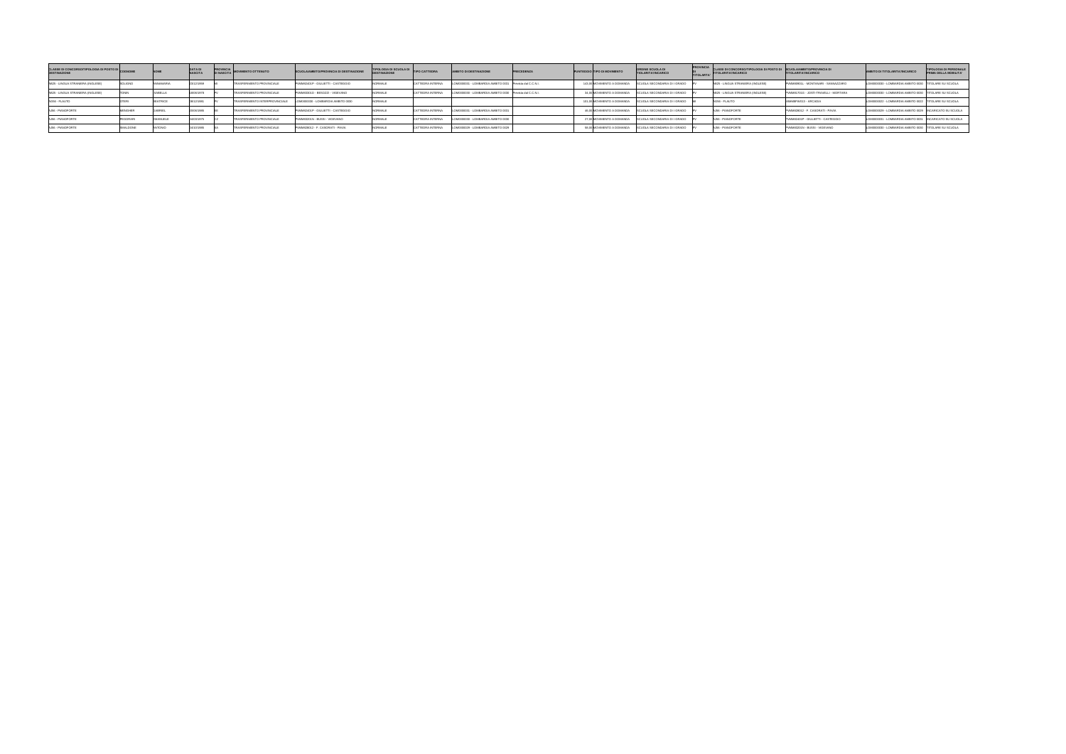| CLASSE DI CONCORSO/TIPOLOGIA DI POSTO DI DESTINAZIONE | COGNOME | NOME | DATA DI NASCITA | PROVINCIA DI NASCITA | MOVIMENTO OTTENUTO | SCUOLA/AMBITO/PROVINCIA DI DESTINAZIONE | TIPOLOGIA DI SCUOLA DI DESTINAZIONE | TIPO CATTEDRA | AMBITO DI DESTINAZIONE | PRECEDENZA | PUNTEGGIO | TIPO DI MOVIMENTO | ORDINE SCUOLA DI TITOLARITA'/INCARICO | PROVINCIA DI TITOLARITA' | CLASSE DI CONCORSO/TIPOLOGIA DI POSTO DI TITOLARITA'/INCARICO | SCUOLA/AMBITO/PROVINCIA DI TITOLARITA'/INCARICO | AMBITO DI TITOLARITA'/INCARICO | TIPOLOGIA DI PERSONALE PRIMA DELLA MOBILITA' |
|---|---|---|---|---|---|---|---|---|---|---|---|---|---|---|---|---|---|---|
| AB25 - LINGUA STRANIERA (INGLESE) | BOLANO | ANNAMARIA | 03/12/1958 | NI | TRASFERIMENTO PROVINCIALE | PVMM82401P - GIULIETTI - CASTEGGIO | NORMALE | CATTEDRA INTERNA | LOM0000031 - LOMBARDIA AMBITO 0031 | Prevista dal C.C.N.I. | 141,00 | MOVIMENTO A DOMANDA | SCUOLA SECONDARIA DI I GRADO | PV | AB25 - LINGUA STRANIERA (INGLESE) | PVMM80801L - MONTANARI - SANNAZZARO | LOM0000030 - LOMBARDIA AMBITO 0030 | TITOLARE SU SCUOLA |
| AB25 - LINGUA STRANIERA (INGLESE) | TONIN | ISABELLA | 18/06/1976 | PV | TRASFERIMENTO PROVINCIALE | PVMM83301D - BESOZZI - VIGEVANO | NORMALE | CATTEDRA INTERNA | LOM0000030 - LOMBARDIA AMBITO 0030 | Prevista dal C.C.N.I. | 34,00 | MOVIMENTO A DOMANDA | SCUOLA SECONDARIA DI I GRADO | PV | AB25 - LINGUA STRANIERA (INGLESE) | PVMM87001G - JOSTI-TRAVELLI - MORTARA | LOM0000030 - LOMBARDIA AMBITO 0030 | TITOLARE SU SCUOLA |
| AO56 - FLAUTO | STERI | BEATRICE | 08/12/1981 | PV | TRASFERIMENTO INTERPROVINCIALE | LOM0000030 - LOMBARDIA AMBITO 0030 | NORMALE | | | | 101,00 | MOVIMENTO A DOMANDA | SCUOLA SECONDARIA DI I GRADO | MI | AO56 - FLAUTO | MIMM8FW013 - ARCADIA | LOM0000022 - LOMBARDIA AMBITO 0022 | TITOLARE SU SCUOLA |
| AJ56 - PIANOFORTE | MENGHER | GABRIEL | 05/04/1986 | BI | TRASFERIMENTO PROVINCIALE | PVMM82401P - GIULIETTI - CASTEGGIO | NORMALE | CATTEDRA INTERNA | LOM0000031 - LOMBARDIA AMBITO 0031 | | 46,00 | MOVIMENTO A DOMANDA | SCUOLA SECONDARIA DI I GRADO | PV | AJ56 - PIANOFORTE | PVMM82801X - P. CASORATI - PAVIA | LOM0000029 - LOMBARDIA AMBITO 0029 | INCARICATO SU SCUOLA |
| AJ56 - PIANOFORTE | PEDORAN | EMANUELE | 04/03/1975 | CZ | TRASFERIMENTO PROVINCIALE | PVMM83201N - BUSSI - VIGEVANO | NORMALE | CATTEDRA INTERNA | LOM0000030 - LOMBARDIA AMBITO 0030 | | 27,00 | MOVIMENTO A DOMANDA | SCUOLA SECONDARIA DI I GRADO | PV | AJ56 - PIANOFORTE | PVMM82401P - GIULIETTI - CASTEGGIO | LOM0000031 - LOMBARDIA AMBITO 0031 | INCARICATO SU SCUOLA |
| AJ56 - PIANOFORTE | BIALDONE | ANTONIO | 03/10/1986 | LE | TRASFERIMENTO PROVINCIALE | PVMM82801X - P. CASORATI - PAVIA | NORMALE | CATTEDRA INTERNA | LOM0000029 - LOMBARDIA AMBITO 0029 | | 56,00 | MOVIMENTO A DOMANDA | SCUOLA SECONDARIA DI I GRADO | PV | AJ56 - PIANOFORTE | PVMM83201N - BUSSI - VIGEVANO | LOM0000030 - LOMBARDIA AMBITO 0030 | TITOLARE SU SCUOLA |